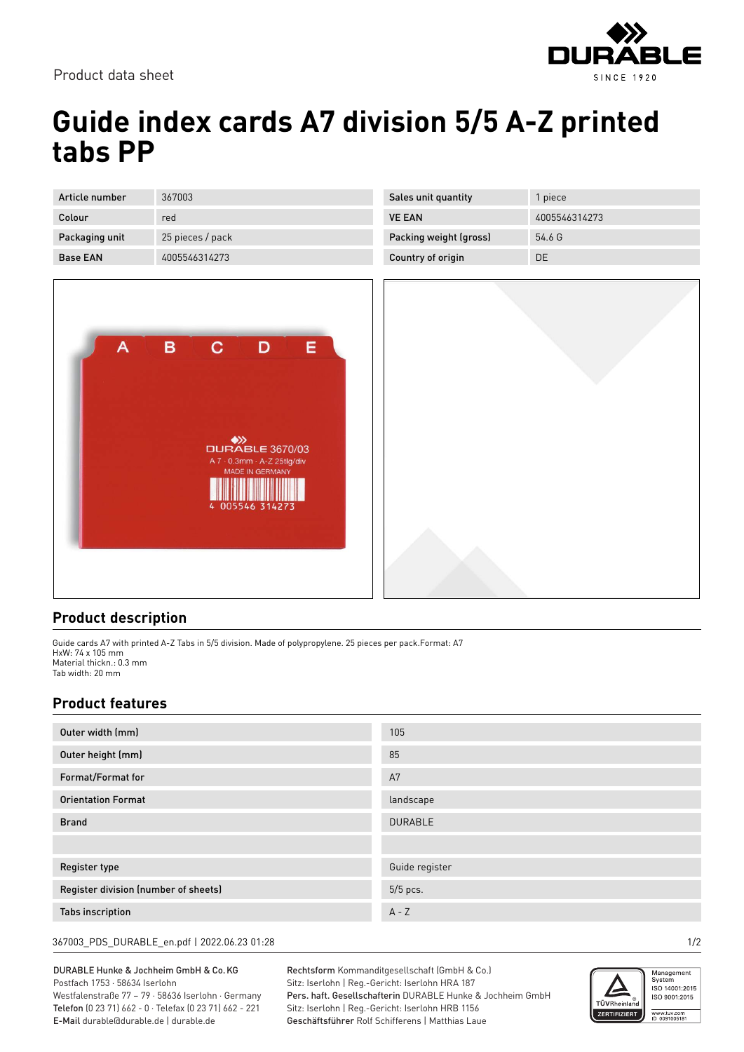Product data sheet

# Guide index cards A7 division 5/5 A-Z printed tabs PP

| Article number | 367003 | Sales unit quantity | 1 piece |
|---|---|---|---|
| Colour | red | VE EAN | 4005546314273 |
| Packaging unit | 25 pieces / pack | Packing weight (gross) | 54.6 G |
| Base EAN | 4005546314273 | Country of origin | DE |

## Product description

Guide cards A7 with printed A-Z Tabs in 5/5 division. Made of polypropylene. 25 pieces per pack.Format: A7
HxW: 74 x 105 mm
Material thickn.: 0.3 mm
Tab width: 20 mm

## Product features

| | |
|---|---|
| Outer width (mm) | 105 |
| Outer height (mm) | 85 |
| Format/Format for | A7 |
| Orientation Format | landscape |
| Brand | DURABLE |
| | |
| Register type | Guide register |
| Register division (number of sheets) | 5/5 pcs. |
| Tabs inscription | A - Z |

367003_PDS_DURABLE_en.pdf | 2022.06.23 01:28

DURABLE Hunke & Jochheim GmbH & Co. KG
Postfach 1753 · 58634 Iserlohn
Westfalenstraße 77 – 79 · 58636 Iserlohn · Germany
**Telefon** (0 23 71) 662 - 0 · Telefax (0 23 71) 662 - 221
**E-Mail** durable@durable.de | durable.de

**Rechtsform** Kommanditgesellschaft (GmbH & Co.)
Sitz: Iserlohn | Reg.-Gericht: Iserlohn HRA 187
**Pers. haft. Gesellschafterin** DURABLE Hunke & Jochheim GmbH
Sitz: Iserlohn | Reg.-Gericht: Iserlohn HRB 1156
**Geschäftsführer** Rolf Schifferens | Matthias Laue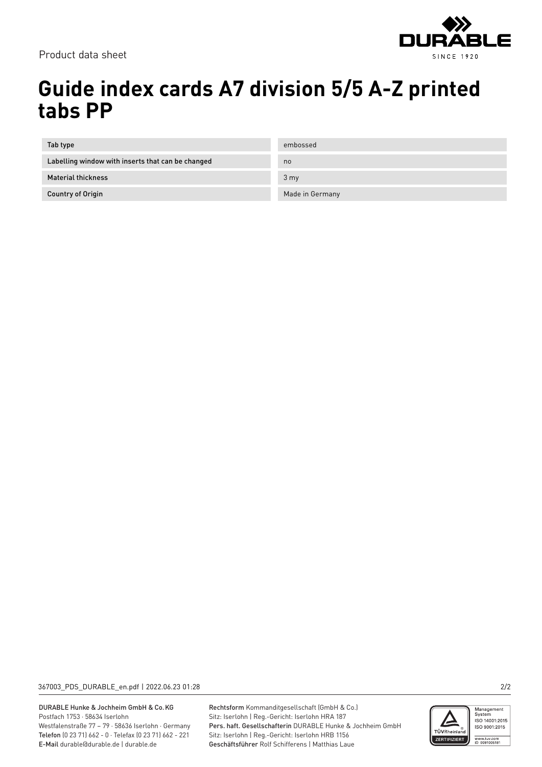# Guide index cards A7 division 5/5 A-Z printed tabs PP

| | |
|---|---|
| Tab type | embossed |
| Labelling window with inserts that can be changed | no |
| Material thickness | 3 my |
| Country of Origin | Made in Germany |

DURABLE Hunke & Jochheim GmbH & Co.KG
Postfach 1753 · 58634 Iserlohn
Westfalenstraße 77 – 79 · 58636 Iserlohn · Germany
Telefon (0 23 71) 662 - 0 · Telefax (0 23 71) 662 - 221
E-Mail durable@durable.de | durable.de

Rechtsform Kommanditgesellschaft (GmbH & Co.)
Sitz: Iserlohn | Reg.-Gericht: Iserlohn HRA 187
Pers. haft. Gesellschafterin DURABLE Hunke & Jochheim GmbH
Sitz: Iserlohn | Reg.-Gericht: Iserlohn HRB 1156
Geschäftsführer Rolf Schifferens | Matthias Laue